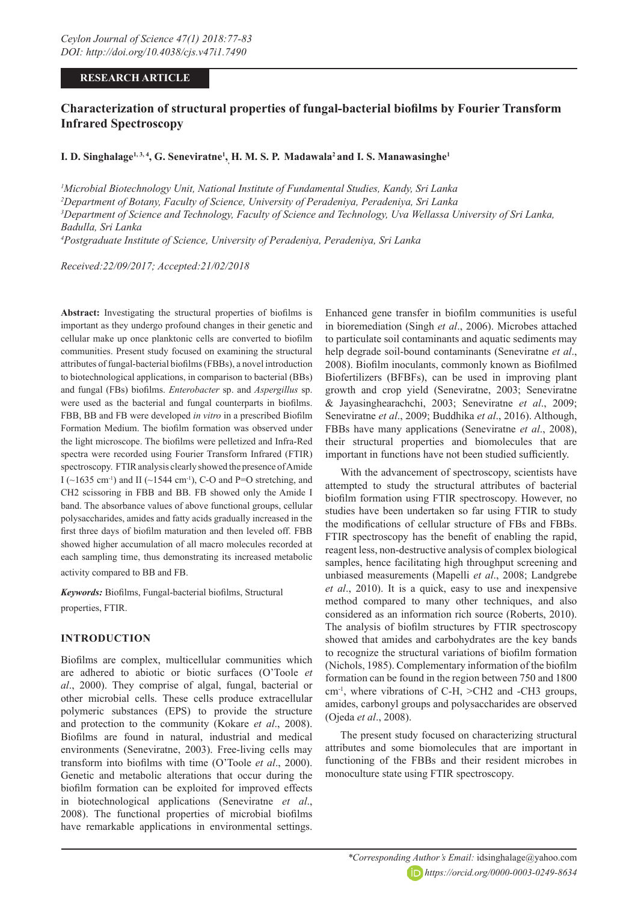RESEARCH ARTICLE

# Characterization of structural properties of fungal-bacterial biofilms by Fourier Transform Infrared Spectroscopy

**I. D. Singhalage[1, 3, 4], G. Seneviratne[1], H. M. S. P. Madawala[2] and I. S. Manawasinghe[1]**

[1]*Microbial Biotechnology Unit, National Institute of Fundamental Studies, Kandy, Sri Lanka*
[2]*Department of Botany, Faculty of Science, University of Peradeniya, Peradeniya, Sri Lanka*
[3]*Department of Science and Technology, Faculty of Science and Technology, Uva Wellassa University of Sri Lanka, Badulla, Sri Lanka*
[4]*Postgraduate Institute of Science, University of Peradeniya, Peradeniya, Sri Lanka*

*Received:22/09/2017; Accepted:21/02/2018*

**Abstract:** Investigating the structural properties of biofilms is important as they undergo profound changes in their genetic and cellular make up once planktonic cells are converted to biofilm communities. Present study focused on examining the structural attributes of fungal-bacterial biofilms (FBBs), a novel introduction to biotechnological applications, in comparison to bacterial (BBs) and fungal (FBs) biofilms. *Enterobacter* sp. and *Aspergillus* sp. were used as the bacterial and fungal counterparts in biofilms. FBB, BB and FB were developed *in vitro* in a prescribed Biofilm Formation Medium. The biofilm formation was observed under the light microscope. The biofilms were pelletized and Infra-Red spectra were recorded using Fourier Transform Infrared (FTIR) spectroscopy. FTIR analysis clearly showed the presence of Amide I (~1635 $cm^{-1}$) and II (~1544 $cm^{-1}$), C-O and P=O stretching, and CH2 scissoring in FBB and BB. FB showed only the Amide I band. The absorbance values of above functional groups, cellular polysaccharides, amides and fatty acids gradually increased in the first three days of biofilm maturation and then leveled off. FBB showed higher accumulation of all macro molecules recorded at each sampling time, thus demonstrating its increased metabolic activity compared to BB and FB.

***Keywords:*** Biofilms, Fungal-bacterial biofilms, Structural properties, FTIR.

## INTRODUCTION

Biofilms are complex, multicellular communities which are adhered to abiotic or biotic surfaces (O'Toole *et al*., 2000). They comprise of algal, fungal, bacterial or other microbial cells. These cells produce extracellular polymeric substances (EPS) to provide the structure and protection to the community (Kokare *et al*., 2008). Biofilms are found in natural, industrial and medical environments (Seneviratne, 2003). Free-living cells may transform into biofilms with time (O'Toole *et al*., 2000). Genetic and metabolic alterations that occur during the biofilm formation can be exploited for improved effects in biotechnological applications (Seneviratne *et al*., 2008). The functional properties of microbial biofilms have remarkable applications in environmental settings. Enhanced gene transfer in biofilm communities is useful in bioremediation (Singh *et al*., 2006). Microbes attached to particulate soil contaminants and aquatic sediments may help degrade soil-bound contaminants (Seneviratne *et al*., 2008). Biofilm inoculants, commonly known as Biofilmed Biofertilizers (BFBFs), can be used in improving plant growth and crop yield (Seneviratne, 2003; Seneviratne & Jayasinghearachchi, 2003; Seneviratne *et al*., 2009; Seneviratne *et al*., 2009; Buddhika *et al*., 2016). Although, FBBs have many applications (Seneviratne *et al*., 2008), their structural properties and biomolecules that are important in functions have not been studied sufficiently.

With the advancement of spectroscopy, scientists have attempted to study the structural attributes of bacterial biofilm formation using FTIR spectroscopy. However, no studies have been undertaken so far using FTIR to study the modifications of cellular structure of FBs and FBBs. FTIR spectroscopy has the benefit of enabling the rapid, reagent less, non-destructive analysis of complex biological samples, hence facilitating high throughput screening and unbiased measurements (Mapelli *et al*., 2008; Landgrebe *et al*., 2010). It is a quick, easy to use and inexpensive method compared to many other techniques, and also considered as an information rich source (Roberts, 2010). The analysis of biofilm structures by FTIR spectroscopy showed that amides and carbohydrates are the key bands to recognize the structural variations of biofilm formation (Nichols, 1985). Complementary information of the biofilm formation can be found in the region between 750 and 1800 $cm^{-1}$, where vibrations of C-H, >CH2 and -CH3 groups, amides, carbonyl groups and polysaccharides are observed (Ojeda *et al*., 2008).

The present study focused on characterizing structural attributes and some biomolecules that are important in functioning of the FBBs and their resident microbes in monoculture state using FTIR spectroscopy.

*\*Corresponding Author's Email:* idsinghalage@yahoo.com
*https://orcid.org/0000-0003-0249-8634*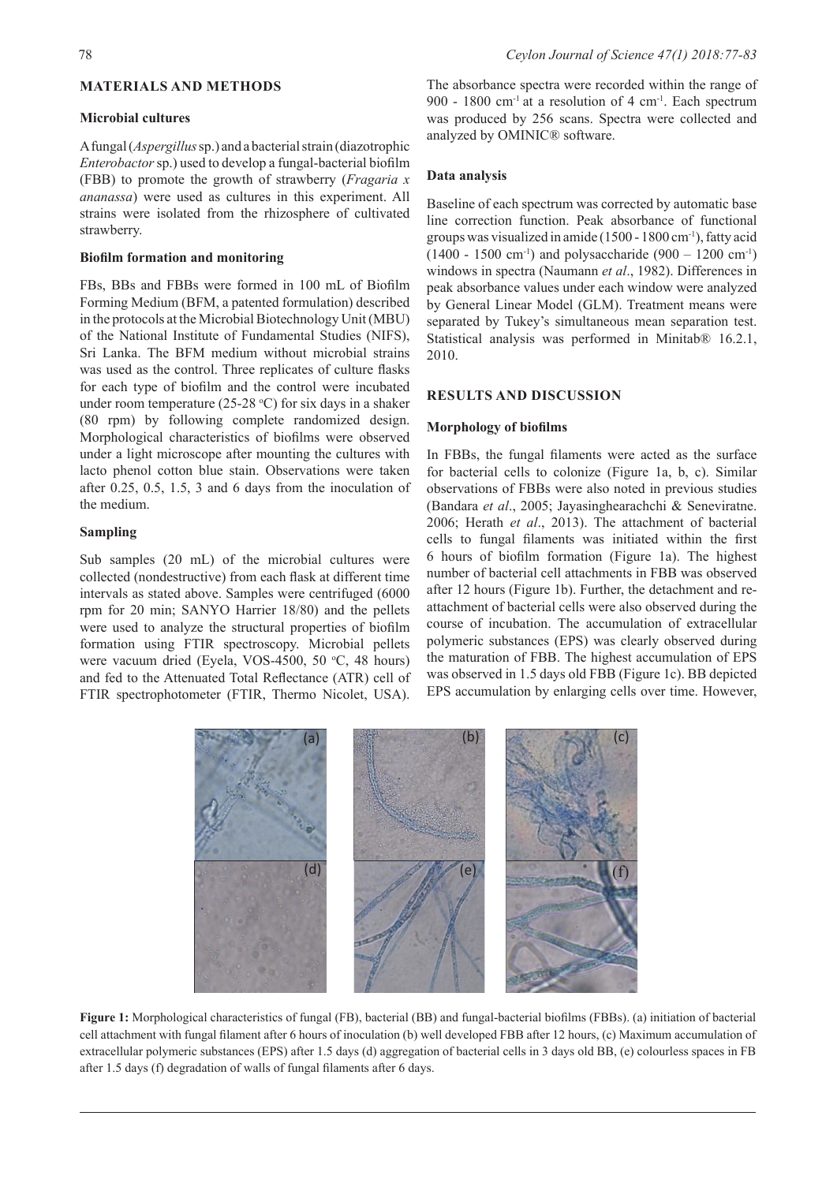## MATERIALS AND METHODS

### Microbial cultures

A fungal (*Aspergillus* sp.) and a bacterial strain (diazotrophic *Enterobactor* sp.) used to develop a fungal-bacterial biofilm (FBB) to promote the growth of strawberry (*Fragaria x ananassa*) were used as cultures in this experiment. All strains were isolated from the rhizosphere of cultivated strawberry.

### Biofilm formation and monitoring

FBs, BBs and FBBs were formed in 100 mL of Biofilm Forming Medium (BFM, a patented formulation) described in the protocols at the Microbial Biotechnology Unit (MBU) of the National Institute of Fundamental Studies (NIFS), Sri Lanka. The BFM medium without microbial strains was used as the control. Three replicates of culture flasks for each type of biofilm and the control were incubated under room temperature (25-28 $^{o}$C) for six days in a shaker (80 rpm) by following complete randomized design. Morphological characteristics of biofilms were observed under a light microscope after mounting the cultures with lacto phenol cotton blue stain. Observations were taken after 0.25, 0.5, 1.5, 3 and 6 days from the inoculation of the medium.

### Sampling

Sub samples (20 mL) of the microbial cultures were collected (nondestructive) from each flask at different time intervals as stated above. Samples were centrifuged (6000 rpm for 20 min; SANYO Harrier 18/80) and the pellets were used to analyze the structural properties of biofilm formation using FTIR spectroscopy. Microbial pellets were vacuum dried (Eyela, VOS-4500, 50 $^{o}$C, 48 hours) and fed to the Attenuated Total Reflectance (ATR) cell of FTIR spectrophotometer (FTIR, Thermo Nicolet, USA). The absorbance spectra were recorded within the range of 900 - 1800 cm$^{-1}$ at a resolution of 4 cm$^{-1}$. Each spectrum was produced by 256 scans. Spectra were collected and analyzed by OMINIC® software.

### Data analysis

Baseline of each spectrum was corrected by automatic base line correction function. Peak absorbance of functional groups was visualized in amide (1500 - 1800 cm$^{-1}$), fatty acid (1400 - 1500 cm$^{-1}$) and polysaccharide (900 – 1200 cm$^{-1}$) windows in spectra (Naumann *et al*., 1982). Differences in peak absorbance values under each window were analyzed by General Linear Model (GLM). Treatment means were separated by Tukey's simultaneous mean separation test. Statistical analysis was performed in Minitab® 16.2.1, 2010.

## RESULTS AND DISCUSSION

### Morphology of biofilms

In FBBs, the fungal filaments were acted as the surface for bacterial cells to colonize (Figure 1a, b, c). Similar observations of FBBs were also noted in previous studies (Bandara *et al*., 2005; Jayasinghearachchi & Seneviratne. 2006; Herath *et al*., 2013). The attachment of bacterial cells to fungal filaments was initiated within the first 6 hours of biofilm formation (Figure 1a). The highest number of bacterial cell attachments in FBB was observed after 12 hours (Figure 1b). Further, the detachment and re-attachment of bacterial cells were also observed during the course of incubation. The accumulation of extracellular polymeric substances (EPS) was clearly observed during the maturation of FBB. The highest accumulation of EPS was observed in 1.5 days old FBB (Figure 1c). BB depicted EPS accumulation by enlarging cells over time. However,

**Figure 1:** Morphological characteristics of fungal (FB), bacterial (BB) and fungal-bacterial biofilms (FBBs). (a) initiation of bacterial cell attachment with fungal filament after 6 hours of inoculation (b) well developed FBB after 12 hours, (c) Maximum accumulation of extracellular polymeric substances (EPS) after 1.5 days (d) aggregation of bacterial cells in 3 days old BB, (e) colourless spaces in FB after 1.5 days (f) degradation of walls of fungal filaments after 6 days.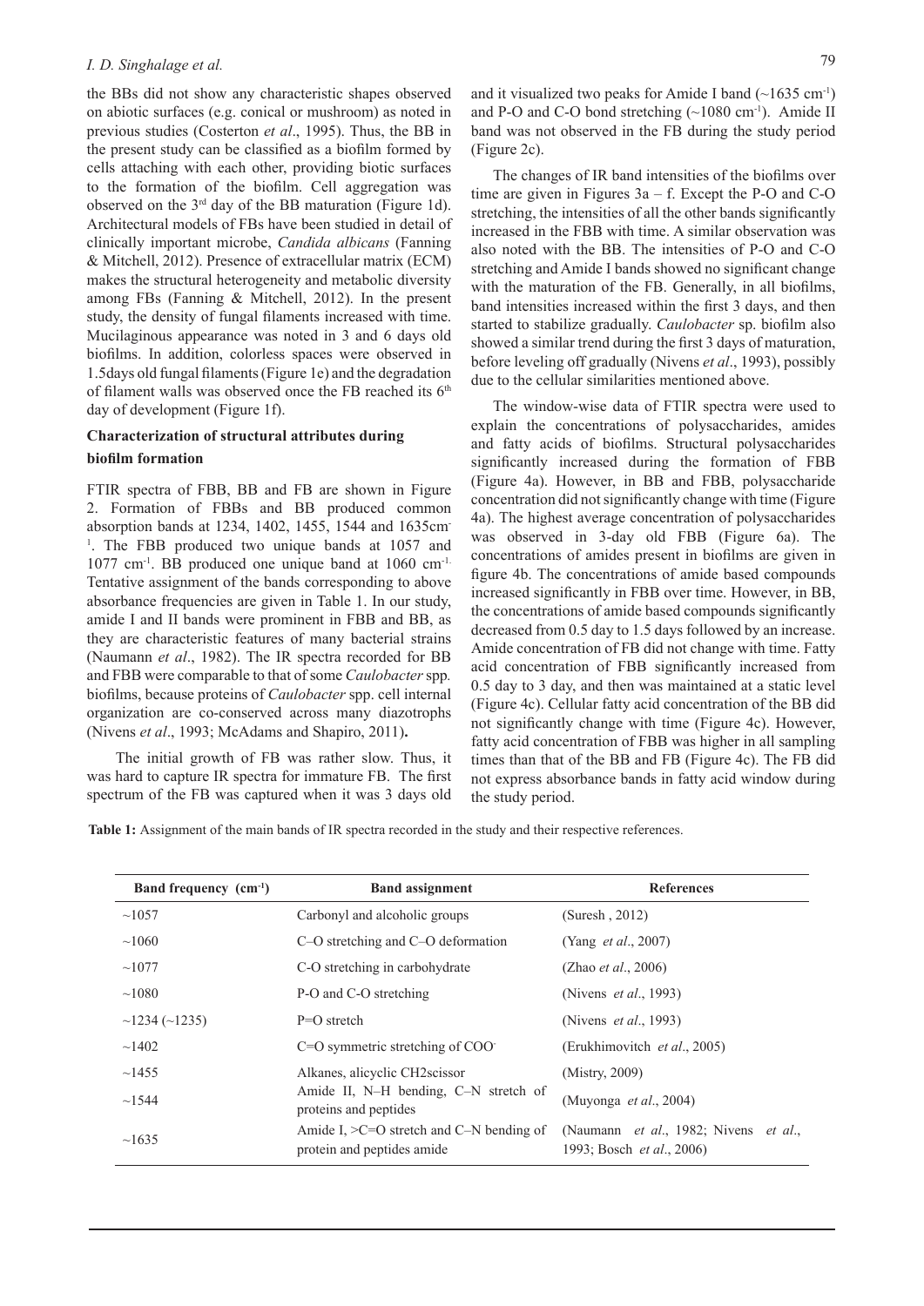the BBs did not show any characteristic shapes observed on abiotic surfaces (e.g. conical or mushroom) as noted in previous studies (Costerton *et al*., 1995). Thus, the BB in the present study can be classified as a biofilm formed by cells attaching with each other, providing biotic surfaces to the formation of the biofilm. Cell aggregation was observed on the 3rd day of the BB maturation (Figure 1d). Architectural models of FBs have been studied in detail of clinically important microbe, *Candida albicans* (Fanning & Mitchell, 2012). Presence of extracellular matrix (ECM) makes the structural heterogeneity and metabolic diversity among FBs (Fanning & Mitchell, 2012). In the present study, the density of fungal filaments increased with time. Mucilaginous appearance was noted in 3 and 6 days old biofilms. In addition, colorless spaces were observed in 1.5days old fungal filaments (Figure 1e) and the degradation of filament walls was observed once the FB reached its 6th day of development (Figure 1f).

## Characterization of structural attributes during biofilm formation

FTIR spectra of FBB, BB and FB are shown in Figure 2. Formation of FBBs and BB produced common absorption bands at 1234, 1402, 1455, 1544 and 1635cm$^{-1}$. The FBB produced two unique bands at 1057 and 1077 cm$^{-1}$. BB produced one unique band at 1060 cm$^{-1}$. Tentative assignment of the bands corresponding to above absorbance frequencies are given in Table 1. In our study, amide I and II bands were prominent in FBB and BB, as they are characteristic features of many bacterial strains (Naumann *et al*., 1982). The IR spectra recorded for BB and FBB were comparable to that of some *Caulobacter* spp. biofilms, because proteins of *Caulobacter* spp. cell internal organization are co-conserved across many diazotrophs (Nivens *et al*., 1993; McAdams and Shapiro, 2011)**.**

The initial growth of FB was rather slow. Thus, it was hard to capture IR spectra for immature FB. The first spectrum of the FB was captured when it was 3 days old and it visualized two peaks for Amide I band (~1635 cm$^{-1}$) and P-O and C-O bond stretching (~1080 cm$^{-1}$). Amide II band was not observed in the FB during the study period (Figure 2c).

The changes of IR band intensities of the biofilms over time are given in Figures 3a – f. Except the P-O and C-O stretching, the intensities of all the other bands significantly increased in the FBB with time. A similar observation was also noted with the BB. The intensities of P-O and C-O stretching and Amide I bands showed no significant change with the maturation of the FB. Generally, in all biofilms, band intensities increased within the first 3 days, and then started to stabilize gradually. *Caulobacter* sp. biofilm also showed a similar trend during the first 3 days of maturation, before leveling off gradually (Nivens *et al*., 1993), possibly due to the cellular similarities mentioned above.

The window-wise data of FTIR spectra were used to explain the concentrations of polysaccharides, amides and fatty acids of biofilms. Structural polysaccharides significantly increased during the formation of FBB (Figure 4a). However, in BB and FBB, polysaccharide concentration did not significantly change with time (Figure 4a). The highest average concentration of polysaccharides was observed in 3-day old FBB (Figure 6a). The concentrations of amides present in biofilms are given in figure 4b. The concentrations of amide based compounds increased significantly in FBB over time. However, in BB, the concentrations of amide based compounds significantly decreased from 0.5 day to 1.5 days followed by an increase. Amide concentration of FB did not change with time. Fatty acid concentration of FBB significantly increased from 0.5 day to 3 day, and then was maintained at a static level (Figure 4c). Cellular fatty acid concentration of the BB did not significantly change with time (Figure 4c). However, fatty acid concentration of FBB was higher in all sampling times than that of the BB and FB (Figure 4c). The FB did not express absorbance bands in fatty acid window during the study period.

**Table 1:** Assignment of the main bands of IR spectra recorded in the study and their respective references.

| Band frequency (cm$^{-1}$) | Band assignment | References |
|---|---|---|
| ~1057 | Carbonyl and alcoholic groups | (Suresh , 2012) |
| ~1060 | C–O stretching and C–O deformation | (Yang *et al*., 2007) |
| ~1077 | C-O stretching in carbohydrate | (Zhao *et al*., 2006) |
| ~1080 | P-O and C-O stretching | (Nivens *et al*., 1993) |
| ~1234 (~1235) | P=O stretch | (Nivens *et al*., 1993) |
| ~1402 | C=O symmetric stretching of COO$^-$ | (Erukhimovitch *et al*., 2005) |
| ~1455 | Alkanes, alicyclic CH2scissor | (Mistry, 2009) |
| ~1544 | Amide II, N–H bending, C–N stretch of proteins and peptides | (Muyonga *et al*., 2004) |
| ~1635 | Amide I, >C=O stretch and C–N bending of protein and peptides amide | (Naumann *et al*., 1982; Nivens *et al*., 1993; Bosch *et al*., 2006) |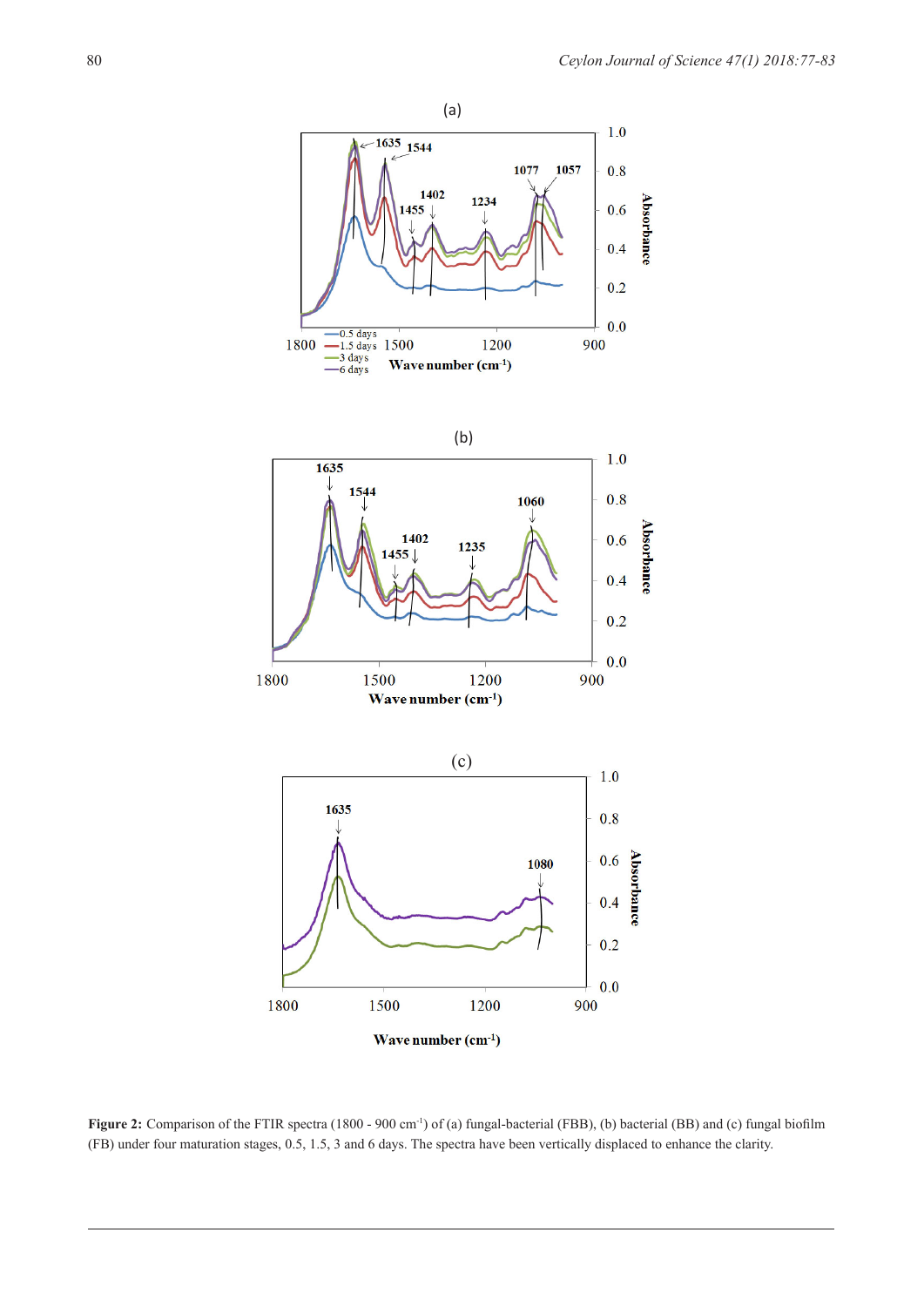**Figure 2:** Comparison of the FTIR spectra (1800 - 900 cm$^{-1}$) of (a) fungal-bacterial (FBB), (b) bacterial (BB) and (c) fungal biofilm (FB) under four maturation stages, 0.5, 1.5, 3 and 6 days. The spectra have been vertically displaced to enhance the clarity.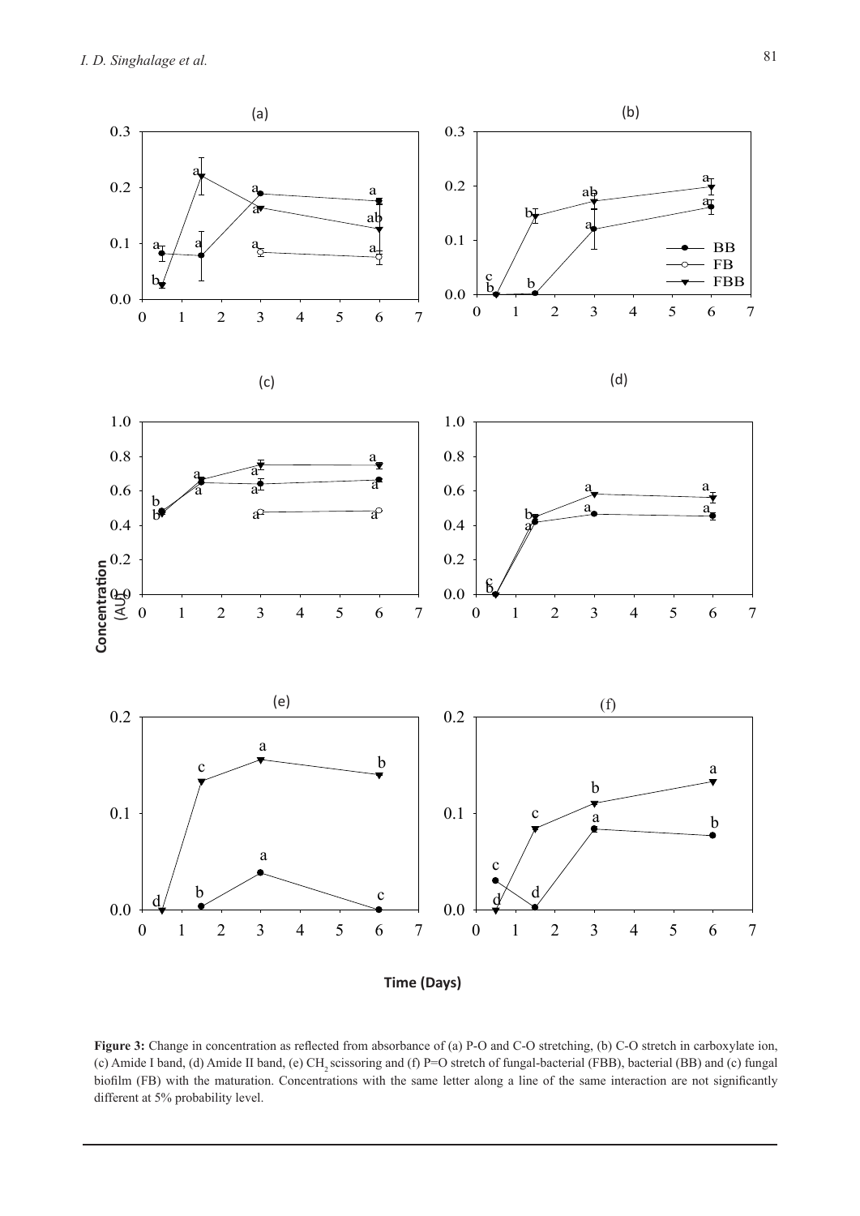**Figure 3:** Change in concentration as reflected from absorbance of (a) P-O and C-O stretching, (b) C-O stretch in carboxylate ion, (c) Amide I band, (d) Amide II band, (e) $CH_2$ scissoring and (f) P=O stretch of fungal-bacterial (FBB), bacterial (BB) and (c) fungal biofilm (FB) with the maturation. Concentrations with the same letter along a line of the same interaction are not significantly different at 5% probability level.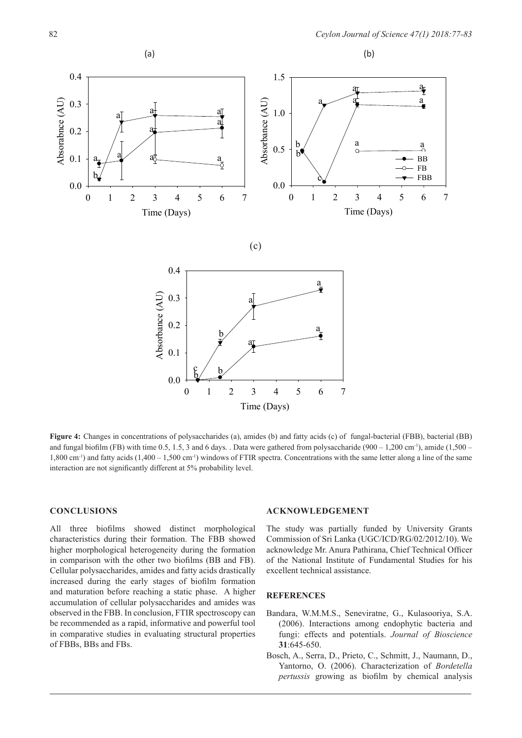**Figure 4:** Changes in concentrations of polysaccharides (a), amides (b) and fatty acids (c) of fungal-bacterial (FBB), bacterial (BB) and fungal biofilm (FB) with time 0.5, 1.5, 3 and 6 days. . Data were gathered from polysaccharide (900 – 1,200 cm$^{-1}$), amide (1,500 – 1,800 cm$^{-1}$) and fatty acids (1,400 – 1,500 cm$^{-1}$) windows of FTIR spectra. Concentrations with the same letter along a line of the same interaction are not significantly different at 5% probability level.

## CONCLUSIONS

All three biofilms showed distinct morphological characteristics during their formation. The FBB showed higher morphological heterogeneity during the formation in comparison with the other two biofilms (BB and FB). Cellular polysaccharides, amides and fatty acids drastically increased during the early stages of biofilm formation and maturation before reaching a static phase. A higher accumulation of cellular polysaccharides and amides was observed in the FBB. In conclusion, FTIR spectroscopy can be recommended as a rapid, informative and powerful tool in comparative studies in evaluating structural properties of FBBs, BBs and FBs.

## ACKNOWLEDGEMENT

The study was partially funded by University Grants Commission of Sri Lanka (UGC/ICD/RG/02/2012/10). We acknowledge Mr. Anura Pathirana, Chief Technical Officer of the National Institute of Fundamental Studies for his excellent technical assistance.

## REFERENCES

Bandara, W.M.M.S., Seneviratne, G., Kulasooriya, S.A. (2006). Interactions among endophytic bacteria and fungi: effects and potentials. *Journal of Bioscience* **31**:645-650.

Bosch, A., Serra, D., Prieto, C., Schmitt, J., Naumann, D., Yantorno, O. (2006). Characterization of *Bordetella pertussis* growing as biofilm by chemical analysis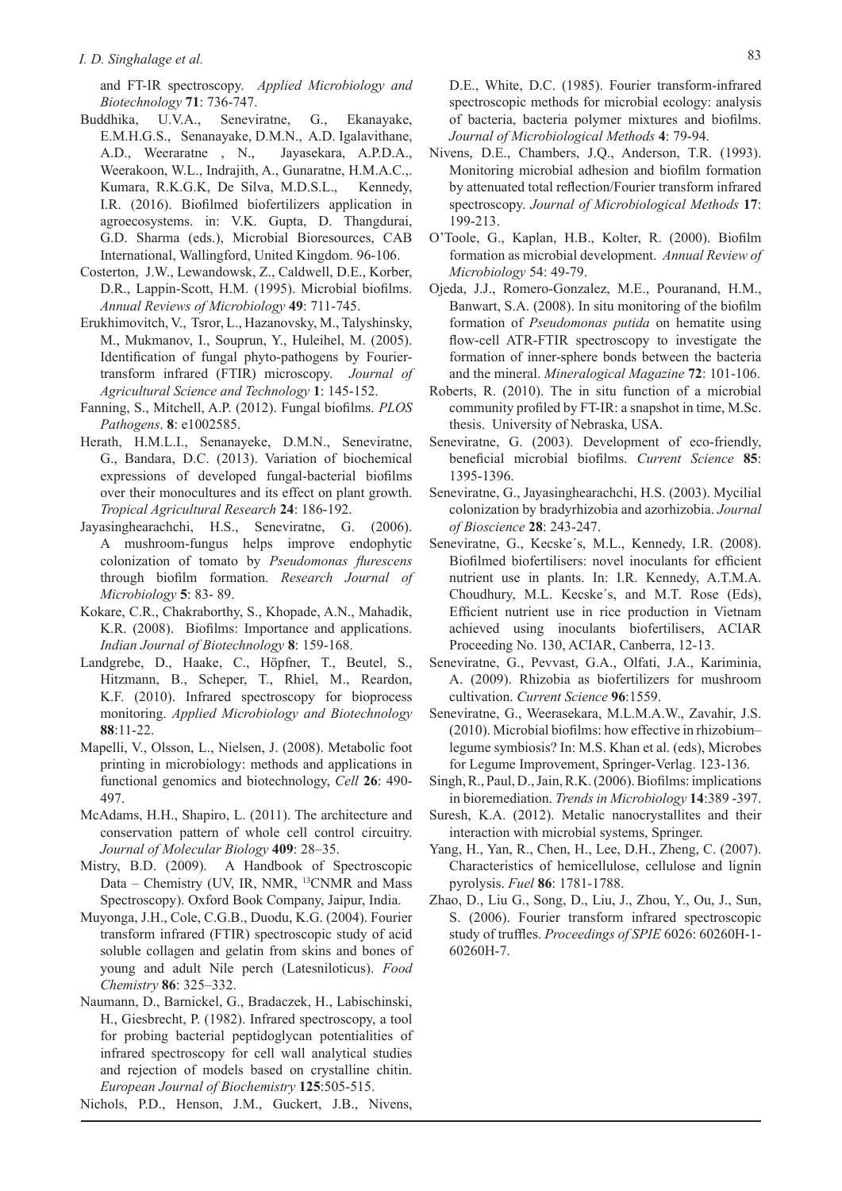and FT-IR spectroscopy. *Applied Microbiology and Biotechnology* **71**: 736-747.

Buddhika, U.V.A., Seneviratne, G., Ekanayake, E.M.H.G.S., Senanayake, D.M.N., A.D. Igalavithane, A.D., Weeraratne , N., Jayasekara, A.P.D.A., Weerakoon, W.L., Indrajith, A., Gunaratne, H.M.A.C.,. Kumara, R.K.G.K, De Silva, M.D.S.L., Kennedy, I.R. (2016). Biofilmed biofertilizers application in agroecosystems. in: V.K. Gupta, D. Thangdurai, G.D. Sharma (eds.), Microbial Bioresources, CAB International, Wallingford, United Kingdom. 96-106.

Costerton, J.W., Lewandowsk, Z., Caldwell, D.E., Korber, D.R., Lappin-Scott, H.M. (1995). Microbial biofilms. *Annual Reviews of Microbiology* **49**: 711-745.

Erukhimovitch, V., Tsror, L., Hazanovsky, M., Talyshinsky, M., Mukmanov, I., Souprun, Y., Huleihel, M. (2005). Identification of fungal phyto-pathogens by Fourier-transform infrared (FTIR) microscopy. *Journal of Agricultural Science and Technology* **1**: 145-152.

Fanning, S., Mitchell, A.P. (2012). Fungal biofilms. *PLOS Pathogens*. **8**: e1002585.

Herath, H.M.L.I., Senanayeke, D.M.N., Seneviratne, G., Bandara, D.C. (2013). Variation of biochemical expressions of developed fungal-bacterial biofilms over their monocultures and its effect on plant growth. *Tropical Agricultural Research* **24**: 186-192.

Jayasinghearachchi, H.S., Seneviratne, G. (2006). A mushroom-fungus helps improve endophytic colonization of tomato by *Pseudomonas flurescens* through biofilm formation. *Research Journal of Microbiology* **5**: 83- 89.

Kokare, C.R., Chakraborthy, S., Khopade, A.N., Mahadik, K.R. (2008). Biofilms: Importance and applications. *Indian Journal of Biotechnology* **8**: 159-168.

Landgrebe, D., Haake, C., Höpfner, T., Beutel, S., Hitzmann, B., Scheper, T., Rhiel, M., Reardon, K.F. (2010). Infrared spectroscopy for bioprocess monitoring. *Applied Microbiology and Biotechnology* **88**:11-22.

Mapelli, V., Olsson, L., Nielsen, J. (2008). Metabolic foot printing in microbiology: methods and applications in functional genomics and biotechnology, *Cell* **26**: 490-497.

McAdams, H.H., Shapiro, L. (2011). The architecture and conservation pattern of whole cell control circuitry. *Journal of Molecular Biology* **409**: 28–35.

Mistry, B.D. (2009). A Handbook of Spectroscopic Data – Chemistry (UV, IR, NMR, $^{13}$CNMR and Mass Spectroscopy). Oxford Book Company, Jaipur, India.

Muyonga, J.H., Cole, C.G.B., Duodu, K.G. (2004). Fourier transform infrared (FTIR) spectroscopic study of acid soluble collagen and gelatin from skins and bones of young and adult Nile perch (Latesniloticus). *Food Chemistry* **86**: 325–332.

Naumann, D., Barnickel, G., Bradaczek, H., Labischinski, H., Giesbrecht, P. (1982). Infrared spectroscopy, a tool for probing bacterial peptidoglycan potentialities of infrared spectroscopy for cell wall analytical studies and rejection of models based on crystalline chitin. *European Journal of Biochemistry* **125**:505-515.

Nichols, P.D., Henson, J.M., Guckert, J.B., Nivens, D.E., White, D.C. (1985). Fourier transform-infrared spectroscopic methods for microbial ecology: analysis of bacteria, bacteria polymer mixtures and biofilms. *Journal of Microbiological Methods* **4**: 79-94.

Nivens, D.E., Chambers, J.Q., Anderson, T.R. (1993). Monitoring microbial adhesion and biofilm formation by attenuated total reflection/Fourier transform infrared spectroscopy. *Journal of Microbiological Methods* **17**: 199-213.

O'Toole, G., Kaplan, H.B., Kolter, R. (2000). Biofilm formation as microbial development. *Annual Review of Microbiology* 54: 49-79.

Ojeda, J.J., Romero-Gonzalez, M.E., Pouranand, H.M., Banwart, S.A. (2008). In situ monitoring of the biofilm formation of *Pseudomonas putida* on hematite using flow-cell ATR-FTIR spectroscopy to investigate the formation of inner-sphere bonds between the bacteria and the mineral. *Mineralogical Magazine* **72**: 101-106.

Roberts, R. (2010). The in situ function of a microbial community profiled by FT-IR: a snapshot in time, M.Sc. thesis. University of Nebraska, USA.

Seneviratne, G. (2003). Development of eco-friendly, beneficial microbial biofilms. *Current Science* **85**: 1395-1396.

Seneviratne, G., Jayasinghearachchi, H.S. (2003). Mycilial colonization by bradyrhizobia and azorhizobia. *Journal of Bioscience* **28**: 243-247.

Seneviratne, G., Kecske´s, M.L., Kennedy, I.R. (2008). Biofilmed biofertilisers: novel inoculants for efficient nutrient use in plants. In: I.R. Kennedy, A.T.M.A. Choudhury, M.L. Kecske´s, and M.T. Rose (Eds), Efficient nutrient use in rice production in Vietnam achieved using inoculants biofertilisers, ACIAR Proceeding No. 130, ACIAR, Canberra, 12-13.

Seneviratne, G., Pevvast, G.A., Olfati, J.A., Kariminia, A. (2009). Rhizobia as biofertilizers for mushroom cultivation. *Current Science* **96**:1559.

Seneviratne, G., Weerasekara, M.L.M.A.W., Zavahir, J.S. (2010). Microbial biofilms: how effective in rhizobium–legume symbiosis? In: M.S. Khan et al. (eds), Microbes for Legume Improvement, Springer-Verlag. 123-136.

Singh, R., Paul, D., Jain, R.K. (2006). Biofilms: implications in bioremediation. *Trends in Microbiology* **14**:389 -397.

Suresh, K.A. (2012). Metalic nanocrystallites and their interaction with microbial systems, Springer.

Yang, H., Yan, R., Chen, H., Lee, D.H., Zheng, C. (2007). Characteristics of hemicellulose, cellulose and lignin pyrolysis. *Fuel* **86**: 1781-1788.

Zhao, D., Liu G., Song, D., Liu, J., Zhou, Y., Ou, J., Sun, S. (2006). Fourier transform infrared spectroscopic study of truffles. *Proceedings of SPIE* 6026: 60260H-1-60260H-7.